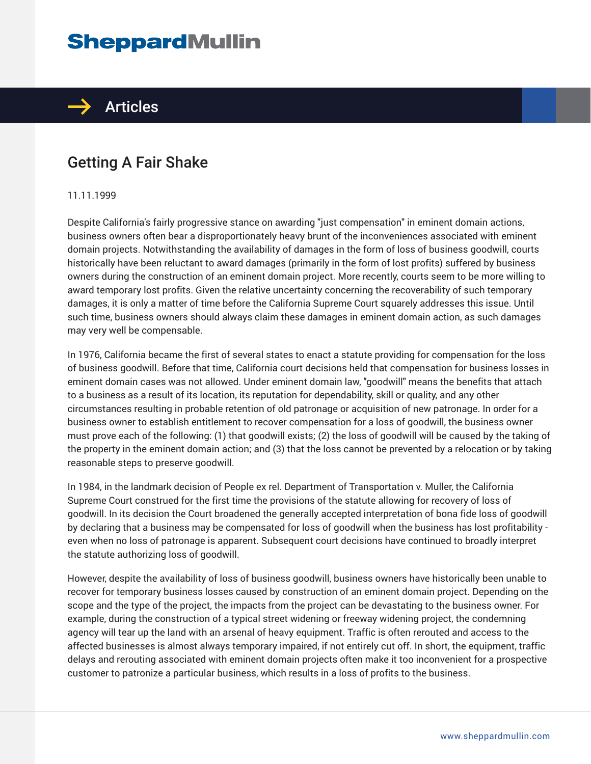# Getting A Fair Shake

11.11.1999

Despite California's fairly progressive stance on awarding "just compensation" in eminent domain actions, business owners often bear a disproportionately heavy brunt of the inconveniences associated with eminent domain projects. Notwithstanding the availability of damages in the form of loss of business goodwill, courts historically have been reluctant to award damages (primarily in the form of lost profits) suffered by business owners during the construction of an eminent domain project. More recently, courts seem to be more willing to award temporary lost profits. Given the relative uncertainty concerning the recoverability of such temporary damages, it is only a matter of time before the California Supreme Court squarely addresses this issue. Until such time, business owners should always claim these damages in eminent domain action, as such damages may very well be compensable.

In 1976, California became the first of several states to enact a statute providing for compensation for the loss of business goodwill. Before that time, California court decisions held that compensation for business losses in eminent domain cases was not allowed. Under eminent domain law, "goodwill" means the benefits that attach to a business as a result of its location, its reputation for dependability, skill or quality, and any other circumstances resulting in probable retention of old patronage or acquisition of new patronage. In order for a business owner to establish entitlement to recover compensation for a loss of goodwill, the business owner must prove each of the following: (1) that goodwill exists; (2) the loss of goodwill will be caused by the taking of the property in the eminent domain action; and (3) that the loss cannot be prevented by a relocation or by taking reasonable steps to preserve goodwill.

In 1984, in the landmark decision of People ex rel. Department of Transportation v. Muller, the California Supreme Court construed for the first time the provisions of the statute allowing for recovery of loss of goodwill. In its decision the Court broadened the generally accepted interpretation of bona fide loss of goodwill by declaring that a business may be compensated for loss of goodwill when the business has lost profitability - even when no loss of patronage is apparent. Subsequent court decisions have continued to broadly interpret the statute authorizing loss of goodwill.

However, despite the availability of loss of business goodwill, business owners have historically been unable to recover for temporary business losses caused by construction of an eminent domain project. Depending on the scope and the type of the project, the impacts from the project can be devastating to the business owner. For example, during the construction of a typical street widening or freeway widening project, the condemning agency will tear up the land with an arsenal of heavy equipment. Traffic is often rerouted and access to the affected businesses is almost always temporary impaired, if not entirely cut off. In short, the equipment, traffic delays and rerouting associated with eminent domain projects often make it too inconvenient for a prospective customer to patronize a particular business, which results in a loss of profits to the business.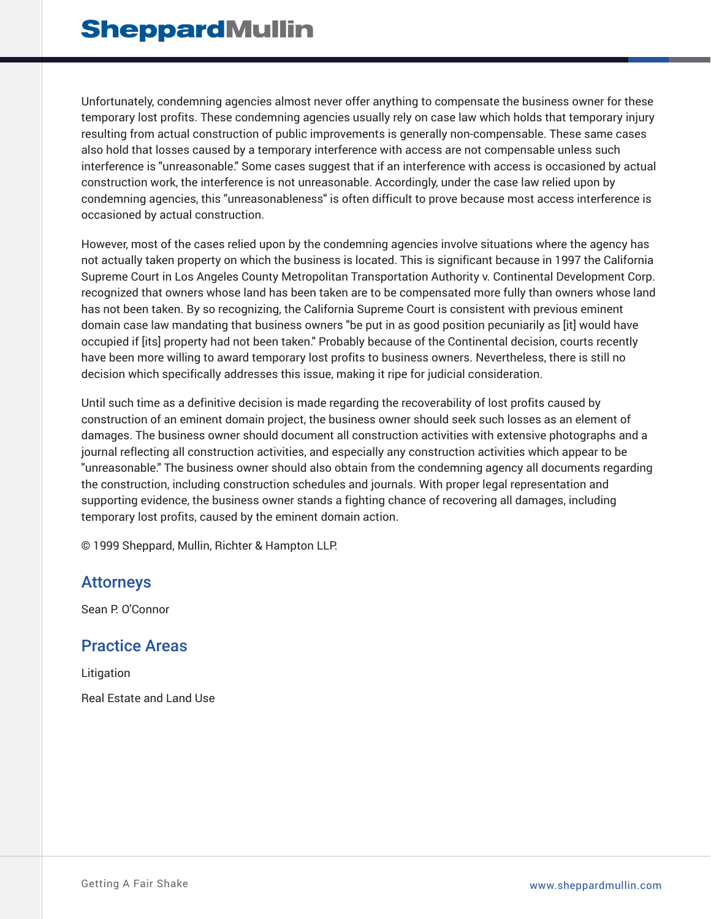Unfortunately, condemning agencies almost never offer anything to compensate the business owner for these temporary lost profits. These condemning agencies usually rely on case law which holds that temporary injury resulting from actual construction of public improvements is generally non-compensable. These same cases also hold that losses caused by a temporary interference with access are not compensable unless such interference is "unreasonable." Some cases suggest that if an interference with access is occasioned by actual construction work, the interference is not unreasonable. Accordingly, under the case law relied upon by condemning agencies, this "unreasonableness" is often difficult to prove because most access interference is occasioned by actual construction.

However, most of the cases relied upon by the condemning agencies involve situations where the agency has not actually taken property on which the business is located. This is significant because in 1997 the California Supreme Court in Los Angeles County Metropolitan Transportation Authority v. Continental Development Corp. recognized that owners whose land has been taken are to be compensated more fully than owners whose land has not been taken. By so recognizing, the California Supreme Court is consistent with previous eminent domain case law mandating that business owners "be put in as good position pecuniarily as [it] would have occupied if [its] property had not been taken." Probably because of the Continental decision, courts recently have been more willing to award temporary lost profits to business owners. Nevertheless, there is still no decision which specifically addresses this issue, making it ripe for judicial consideration.

Until such time as a definitive decision is made regarding the recoverability of lost profits caused by construction of an eminent domain project, the business owner should seek such losses as an element of damages. The business owner should document all construction activities with extensive photographs and a journal reflecting all construction activities, and especially any construction activities which appear to be "unreasonable." The business owner should also obtain from the condemning agency all documents regarding the construction, including construction schedules and journals. With proper legal representation and supporting evidence, the business owner stands a fighting chance of recovering all damages, including temporary lost profits, caused by the eminent domain action.

© 1999 Sheppard, Mullin, Richter & Hampton LLP.

## Attorneys

Sean P. O'Connor

## Practice Areas

Litigation

Real Estate and Land Use